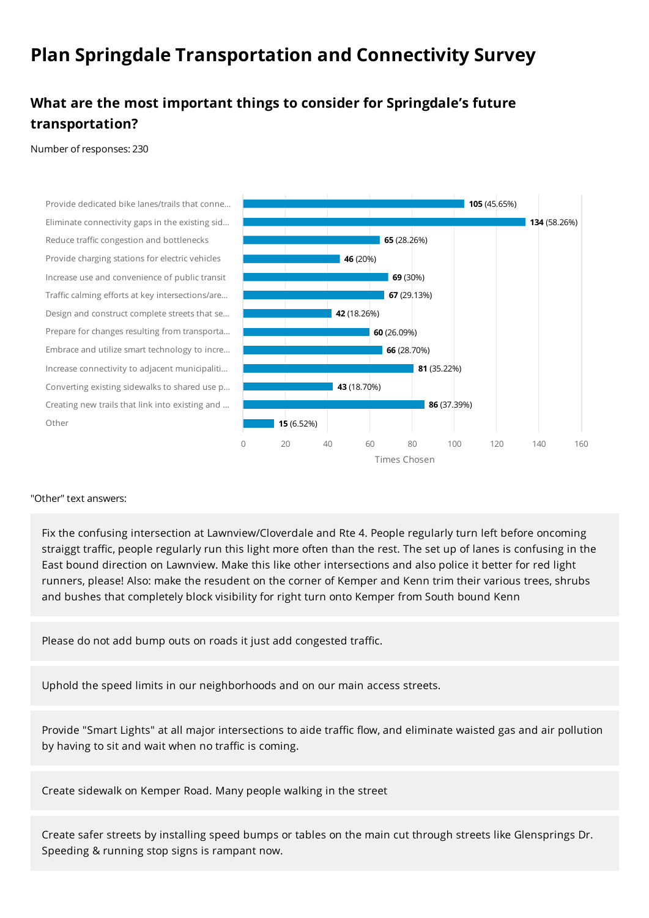# Plan Springdale Transportation and Connectivity Survey

## What are the most important things to consider for Springdale's future transportation?

Number of responses: 230

| Option | Times Chosen |
| --- | --- |
| Provide dedicated bike lanes/trails that conne... | 105 (45.65%) |
| Eliminate connectivity gaps in the existing sid... | 134 (58.26%) |
| Reduce traffic congestion and bottlenecks | 65 (28.26%) |
| Provide charging stations for electric vehicles | 46 (20%) |
| Increase use and convenience of public transit | 69 (30%) |
| Traffic calming efforts at key intersections/are... | 67 (29.13%) |
| Design and construct complete streets that se... | 42 (18.26%) |
| Prepare for changes resulting from transporta... | 60 (26.09%) |
| Embrace and utilize smart technology to incre... | 66 (28.70%) |
| Increase connectivity to adjacent municipaliti... | 81 (35.22%) |
| Converting existing sidewalks to shared use p... | 43 (18.70%) |
| Creating new trails that link into existing and ... | 86 (37.39%) |
| Other | 15 (6.52%) |

"Other" text answers:

Fix the confusing intersection at Lawnview/Cloverdale and Rte 4. People regularly turn left before oncoming straiggt traffic, people regularly run this light more often than the rest. The set up of lanes is confusing in the East bound direction on Lawnview. Make this like other intersections and also police it better for red light runners, please! Also: make the resudent on the corner of Kemper and Kenn trim their various trees, shrubs and bushes that completely block visibility for right turn onto Kemper from South bound Kenn

Please do not add bump outs on roads it just add congested traffic.

Uphold the speed limits in our neighborhoods and on our main access streets.

Provide "Smart Lights" at all major intersections to aide traffic flow, and eliminate waisted gas and air pollution by having to sit and wait when no traffic is coming.

Create sidewalk on Kemper Road. Many people walking in the street

Create safer streets by installing speed bumps or tables on the main cut through streets like Glensprings Dr. Speeding & running stop signs is rampant now.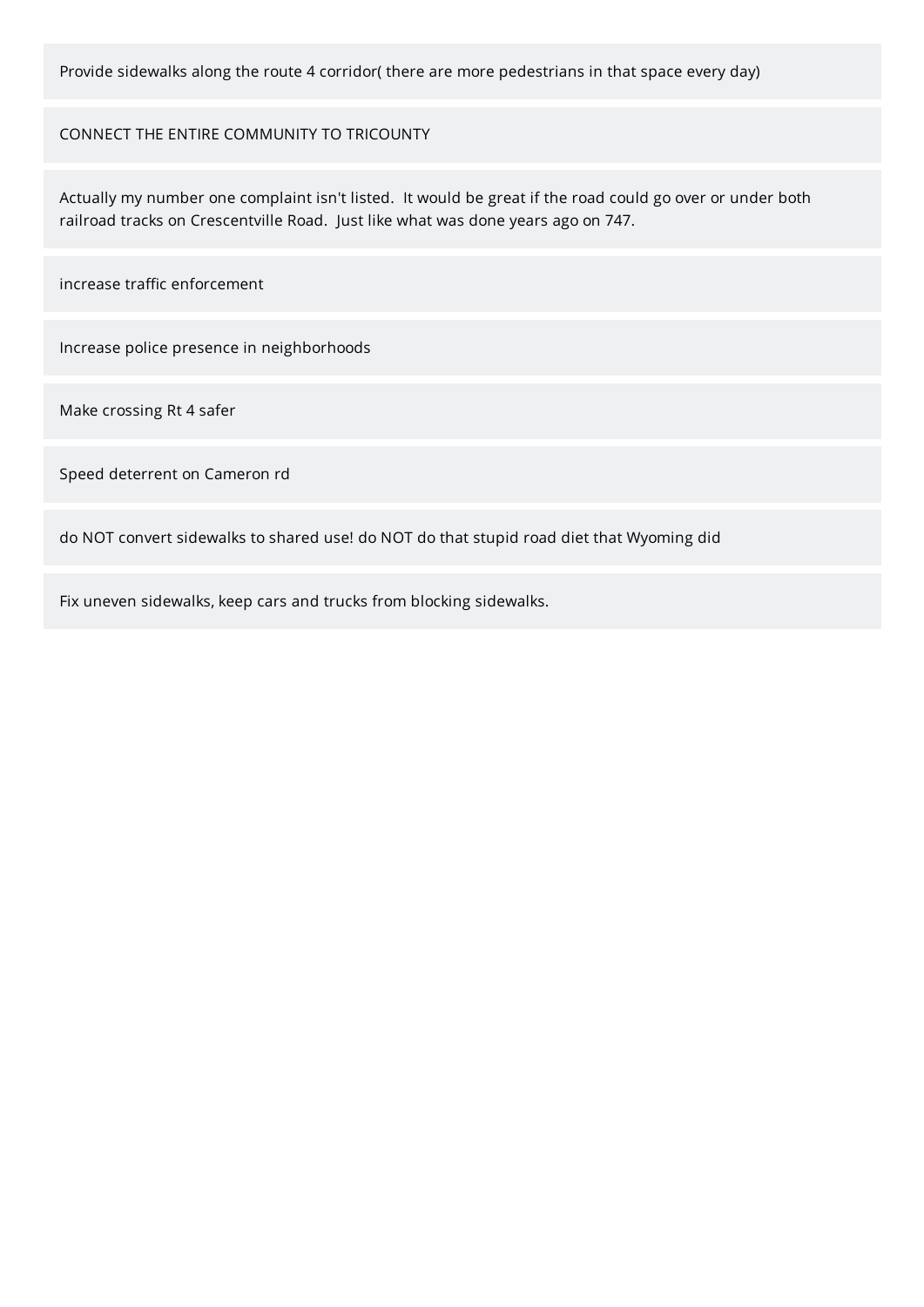Provide sidewalks along the route 4 corridor( there are more pedestrians in that space every day)

CONNECT THE ENTIRE COMMUNITY TO TRICOUNTY

Actually my number one complaint isn't listed.  It would be great if the road could go over or under both railroad tracks on Crescentville Road.  Just like what was done years ago on 747.

increase traffic enforcement

Increase police presence in neighborhoods

Make crossing Rt 4 safer

Speed deterrent on Cameron rd

do NOT convert sidewalks to shared use! do NOT do that stupid road diet that Wyoming did

Fix uneven sidewalks, keep cars and trucks from blocking sidewalks.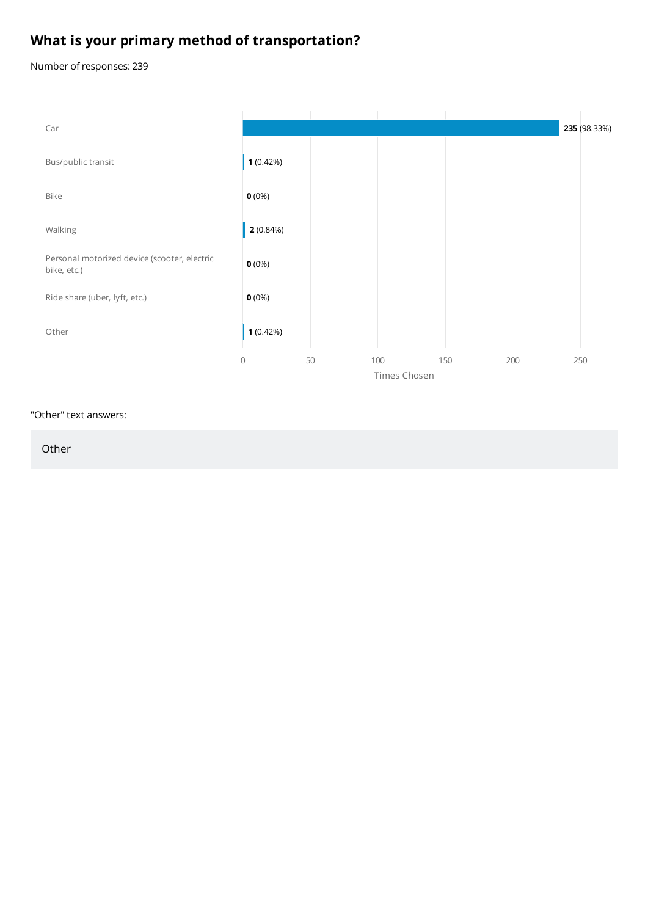## What is your primary method of transportation?

Number of responses: 239

| Option | Times Chosen |
| --- | --- |
| Car | **235** (98.33%) |
| Bus/public transit | **1** (0.42%) |
| Bike | **0** (0%) |
| Walking | **2** (0.84%) |
| Personal motorized device (scooter, electric bike, etc.) | **0** (0%) |
| Ride share (uber, lyft, etc.) | **0** (0%) |
| Other | **1** (0.42%) |

"Other" text answers:

| Other |
| --- |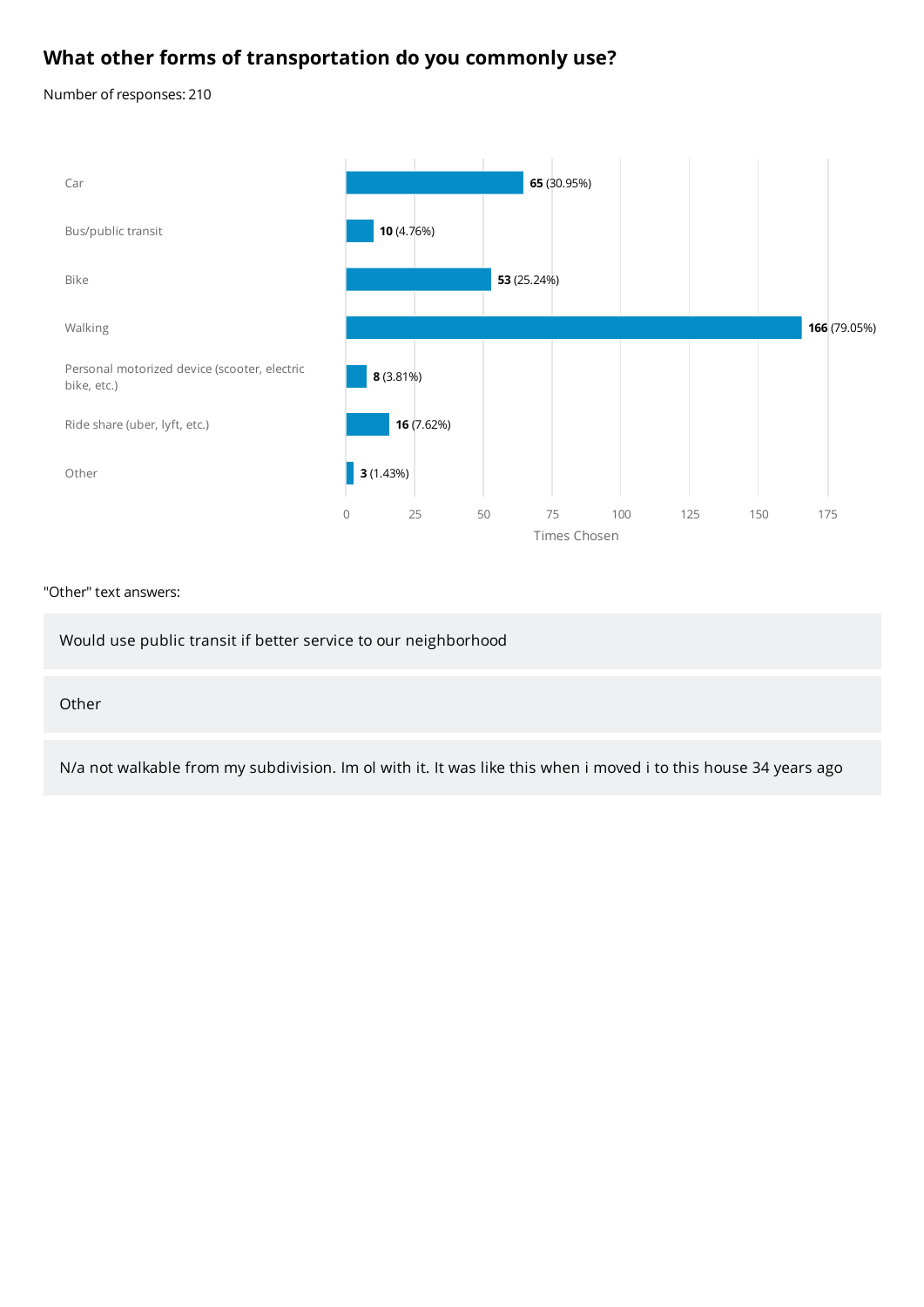## What other forms of transportation do you commonly use?

Number of responses: 210

| Option | Times Chosen |
| --- | --- |
| Car | 65 (30.95%) |
| Bus/public transit | 10 (4.76%) |
| Bike | 53 (25.24%) |
| Walking | 166 (79.05%) |
| Personal motorized device (scooter, electric bike, etc.) | 8 (3.81%) |
| Ride share (uber, lyft, etc.) | 16 (7.62%) |
| Other | 3 (1.43%) |

"Other" text answers:

- Would use public transit if better service to our neighborhood
- Other
- N/a not walkable from my subdivision. Im ol with it. It was like this when i moved i to this house 34 years ago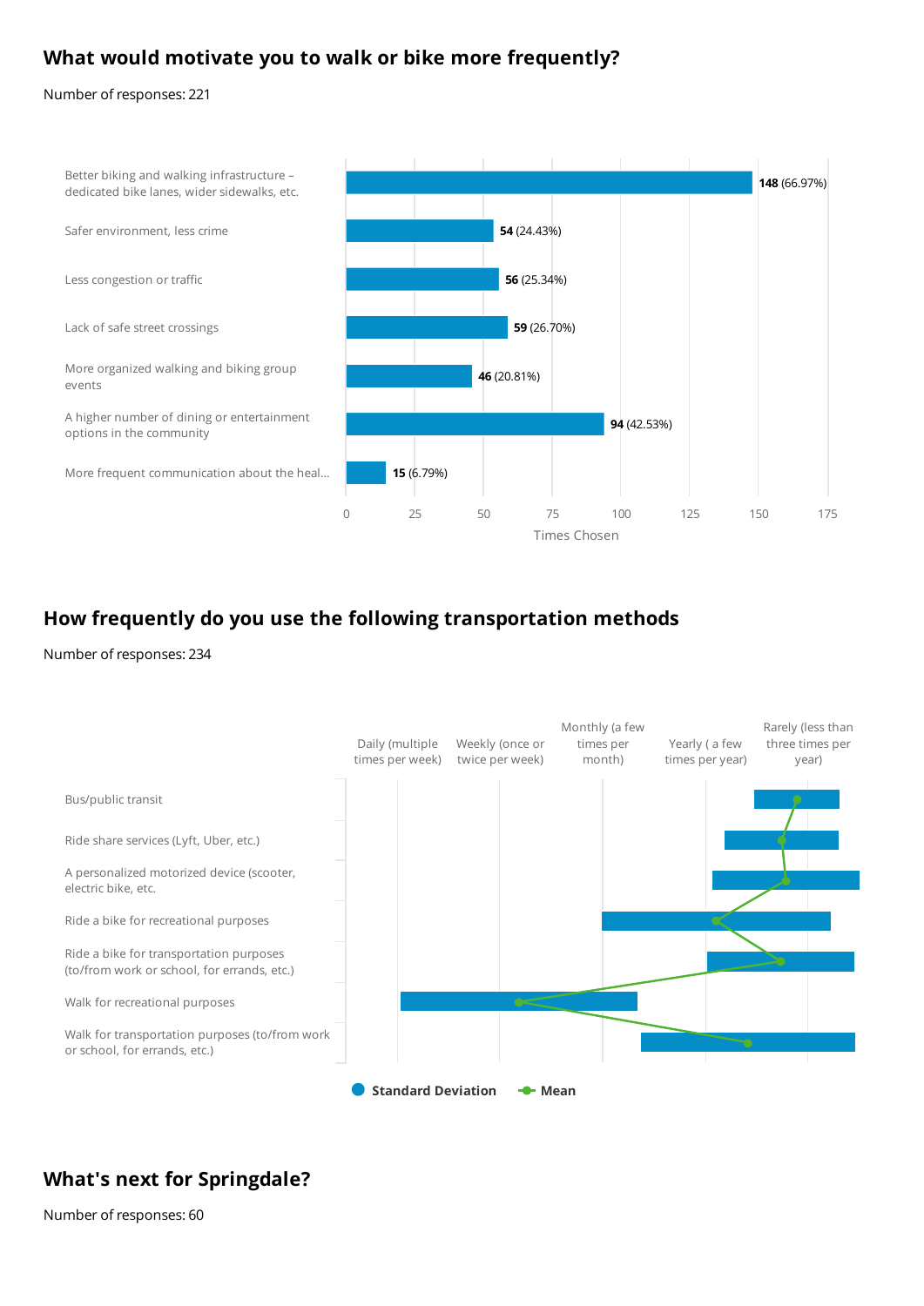## What would motivate you to walk or bike more frequently?

Number of responses: 221

| Option | Times Chosen |
|---|---|
| Better biking and walking infrastructure – dedicated bike lanes, wider sidewalks, etc. | **148** (66.97%) |
| Safer environment, less crime | **54** (24.43%) |
| Less congestion or traffic | **56** (25.34%) |
| Lack of safe street crossings | **59** (26.70%) |
| More organized walking and biking group events | **46** (20.81%) |
| A higher number of dining or entertainment options in the community | **94** (42.53%) |
| More frequent communication about the heal... | **15** (6.79%) |

## How frequently do you use the following transportation methods

Number of responses: 234

Scale: Daily (multiple times per week) | Weekly (once or twice per week) | Monthly (a few times per month) | Yearly ( a few times per year) | Rarely (less than three times per year)

- Bus/public transit
- Ride share services (Lyft, Uber, etc.)
- A personalized motorized device (scooter, electric bike, etc.
- Ride a bike for recreational purposes
- Ride a bike for transportation purposes (to/from work or school, for errands, etc.)
- Walk for recreational purposes
- Walk for transportation purposes (to/from work or school, for errands, etc.)

Standard Deviation | Mean

## What's next for Springdale?

Number of responses: 60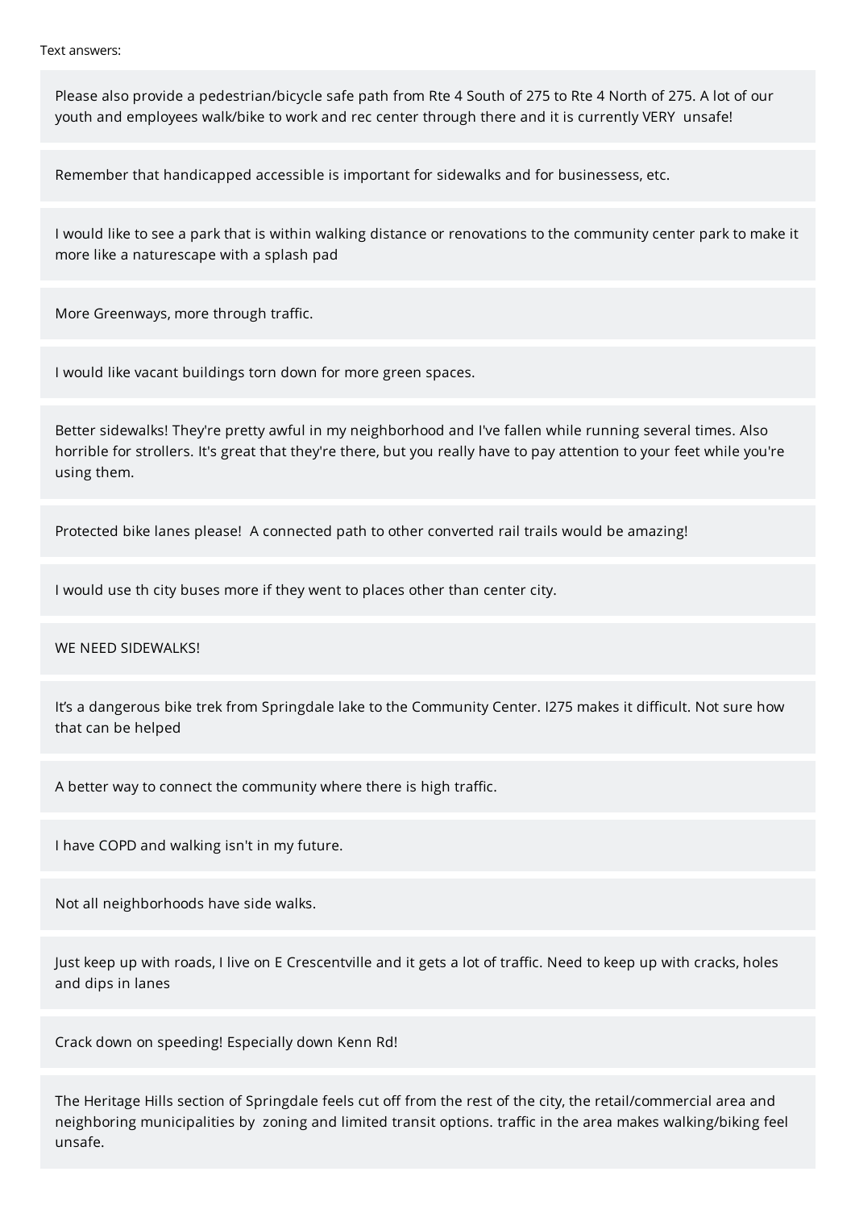Text answers:

Please also provide a pedestrian/bicycle safe path from Rte 4 South of 275 to Rte 4 North of 275. A lot of our youth and employees walk/bike to work and rec center through there and it is currently VERY unsafe!

Remember that handicapped accessible is important for sidewalks and for businessess, etc.

I would like to see a park that is within walking distance or renovations to the community center park to make it more like a naturescape with a splash pad

More Greenways, more through traffic.

I would like vacant buildings torn down for more green spaces.

Better sidewalks! They're pretty awful in my neighborhood and I've fallen while running several times. Also horrible for strollers. It's great that they're there, but you really have to pay attention to your feet while you're using them.

Protected bike lanes please! A connected path to other converted rail trails would be amazing!

I would use th city buses more if they went to places other than center city.

WE NEED SIDEWALKS!

It's a dangerous bike trek from Springdale lake to the Community Center. I275 makes it difficult. Not sure how that can be helped

A better way to connect the community where there is high traffic.

I have COPD and walking isn't in my future.

Not all neighborhoods have side walks.

Just keep up with roads, I live on E Crescentville and it gets a lot of traffic. Need to keep up with cracks, holes and dips in lanes

Crack down on speeding! Especially down Kenn Rd!

The Heritage Hills section of Springdale feels cut off from the rest of the city, the retail/commercial area and neighboring municipalities by zoning and limited transit options. traffic in the area makes walking/biking feel unsafe.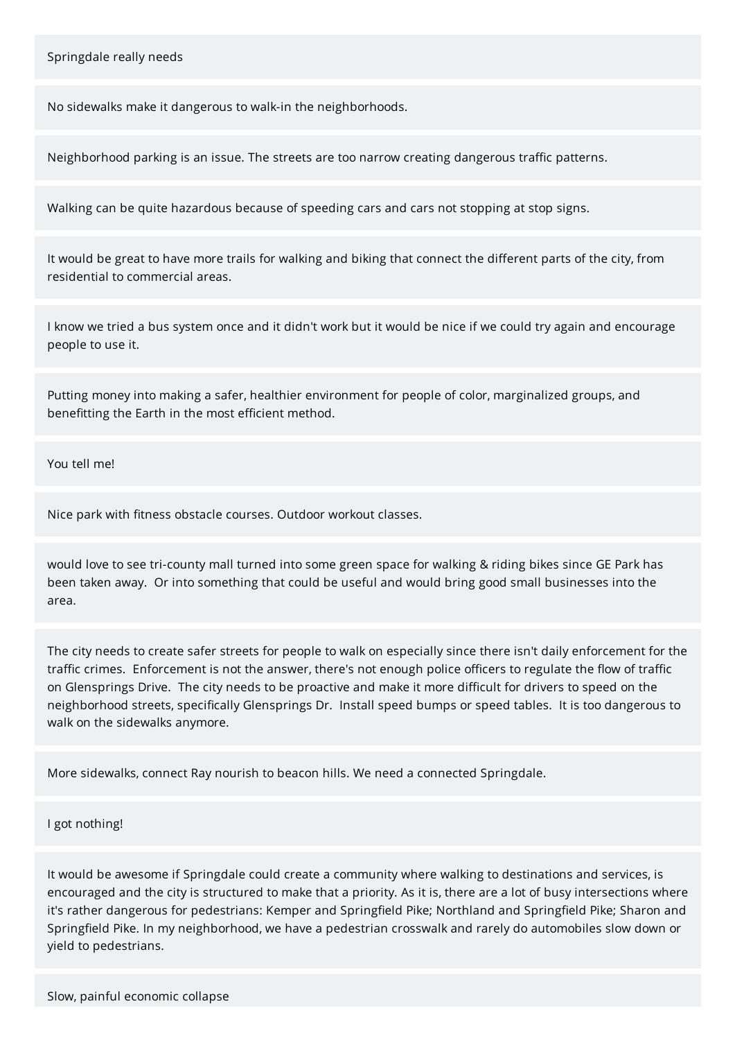Springdale really needs

No sidewalks make it dangerous to walk-in the neighborhoods.

Neighborhood parking is an issue. The streets are too narrow creating dangerous traffic patterns.

Walking can be quite hazardous because of speeding cars and cars not stopping at stop signs.

It would be great to have more trails for walking and biking that connect the different parts of the city, from residential to commercial areas.

I know we tried a bus system once and it didn't work but it would be nice if we could try again and encourage people to use it.

Putting money into making a safer, healthier environment for people of color, marginalized groups, and benefitting the Earth in the most efficient method.

You tell me!

Nice park with fitness obstacle courses. Outdoor workout classes.

would love to see tri-county mall turned into some green space for walking & riding bikes since GE Park has been taken away.  Or into something that could be useful and would bring good small businesses into the area.

The city needs to create safer streets for people to walk on especially since there isn't daily enforcement for the traffic crimes.  Enforcement is not the answer, there's not enough police officers to regulate the flow of traffic on Glensprings Drive.  The city needs to be proactive and make it more difficult for drivers to speed on the neighborhood streets, specifically Glensprings Dr.  Install speed bumps or speed tables.  It is too dangerous to walk on the sidewalks anymore.

More sidewalks, connect Ray nourish to beacon hills. We need a connected Springdale.

I got nothing!

It would be awesome if Springdale could create a community where walking to destinations and services, is encouraged and the city is structured to make that a priority. As it is, there are a lot of busy intersections where it's rather dangerous for pedestrians: Kemper and Springfield Pike; Northland and Springfield Pike; Sharon and Springfield Pike. In my neighborhood, we have a pedestrian crosswalk and rarely do automobiles slow down or yield to pedestrians.

Slow, painful economic collapse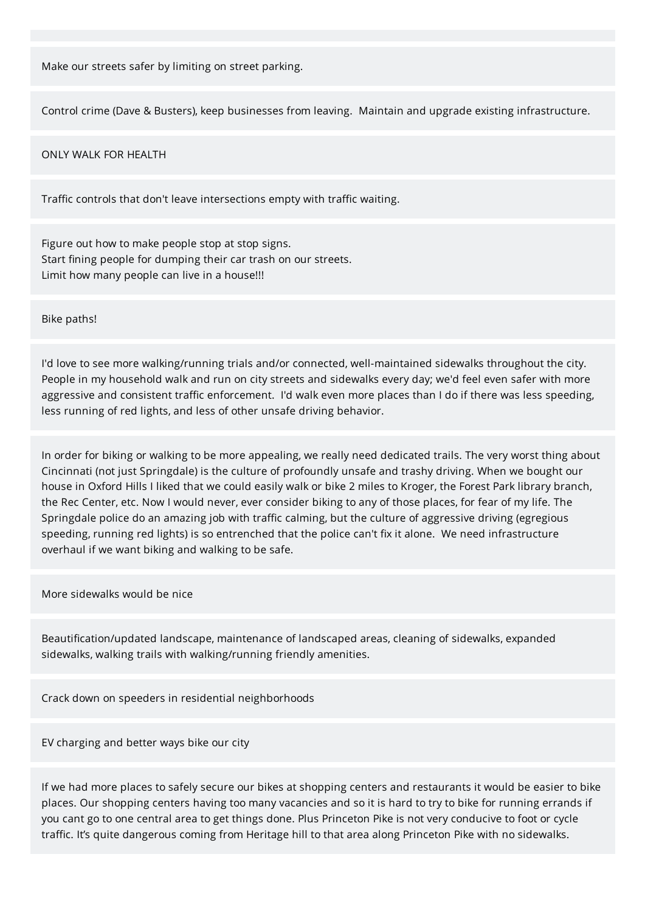Make our streets safer by limiting on street parking.

Control crime (Dave & Busters), keep businesses from leaving.  Maintain and upgrade existing infrastructure.

ONLY WALK FOR HEALTH

Traffic controls that don't leave intersections empty with traffic waiting.

Figure out how to make people stop at stop signs.
Start fining people for dumping their car trash on our streets.
Limit how many people can live in a house!!!

Bike paths!

I'd love to see more walking/running trials and/or connected, well-maintained sidewalks throughout the city. People in my household walk and run on city streets and sidewalks every day; we'd feel even safer with more aggressive and consistent traffic enforcement.  I'd walk even more places than I do if there was less speeding, less running of red lights, and less of other unsafe driving behavior.

In order for biking or walking to be more appealing, we really need dedicated trails. The very worst thing about Cincinnati (not just Springdale) is the culture of profoundly unsafe and trashy driving. When we bought our house in Oxford Hills I liked that we could easily walk or bike 2 miles to Kroger, the Forest Park library branch, the Rec Center, etc. Now I would never, ever consider biking to any of those places, for fear of my life. The Springdale police do an amazing job with traffic calming, but the culture of aggressive driving (egregious speeding, running red lights) is so entrenched that the police can't fix it alone.  We need infrastructure overhaul if we want biking and walking to be safe.

More sidewalks would be nice

Beautification/updated landscape, maintenance of landscaped areas, cleaning of sidewalks, expanded sidewalks, walking trails with walking/running friendly amenities.

Crack down on speeders in residential neighborhoods

EV charging and better ways bike our city

If we had more places to safely secure our bikes at shopping centers and restaurants it would be easier to bike places. Our shopping centers having too many vacancies and so it is hard to try to bike for running errands if you cant go to one central area to get things done. Plus Princeton Pike is not very conducive to foot or cycle traffic. It's quite dangerous coming from Heritage hill to that area along Princeton Pike with no sidewalks.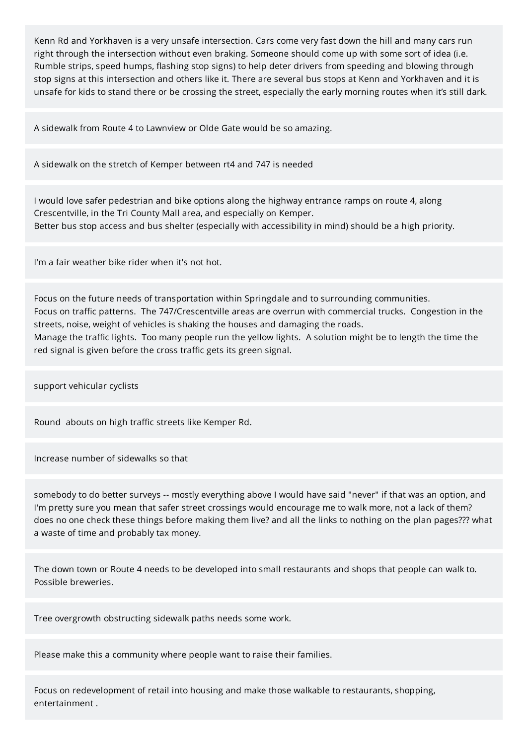Kenn Rd and Yorkhaven is a very unsafe intersection. Cars come very fast down the hill and many cars run right through the intersection without even braking. Someone should come up with some sort of idea (i.e. Rumble strips, speed humps, flashing stop signs) to help deter drivers from speeding and blowing through stop signs at this intersection and others like it. There are several bus stops at Kenn and Yorkhaven and it is unsafe for kids to stand there or be crossing the street, especially the early morning routes when it's still dark.

---

A sidewalk from Route 4 to Lawnview or Olde Gate would be so amazing.

---

A sidewalk on the stretch of Kemper between rt4 and 747 is needed

---

I would love safer pedestrian and bike options along the highway entrance ramps on route 4, along Crescentville, in the Tri County Mall area, and especially on Kemper.
Better bus stop access and bus shelter (especially with accessibility in mind) should be a high priority.

---

I'm a fair weather bike rider when it's not hot.

---

Focus on the future needs of transportation within Springdale and to surrounding communities.
Focus on traffic patterns. The 747/Crescentville areas are overrun with commercial trucks. Congestion in the streets, noise, weight of vehicles is shaking the houses and damaging the roads.
Manage the traffic lights. Too many people run the yellow lights. A solution might be to length the time the red signal is given before the cross traffic gets its green signal.

---

support vehicular cyclists

---

Round abouts on high traffic streets like Kemper Rd.

---

Increase number of sidewalks so that

---

somebody to do better surveys -- mostly everything above I would have said "never" if that was an option, and I'm pretty sure you mean that safer street crossings would encourage me to walk more, not a lack of them? does no one check these things before making them live? and all the links to nothing on the plan pages??? what a waste of time and probably tax money.

---

The down town or Route 4 needs to be developed into small restaurants and shops that people can walk to. Possible breweries.

---

Tree overgrowth obstructing sidewalk paths needs some work.

---

Please make this a community where people want to raise their families.

---

Focus on redevelopment of retail into housing and make those walkable to restaurants, shopping, entertainment .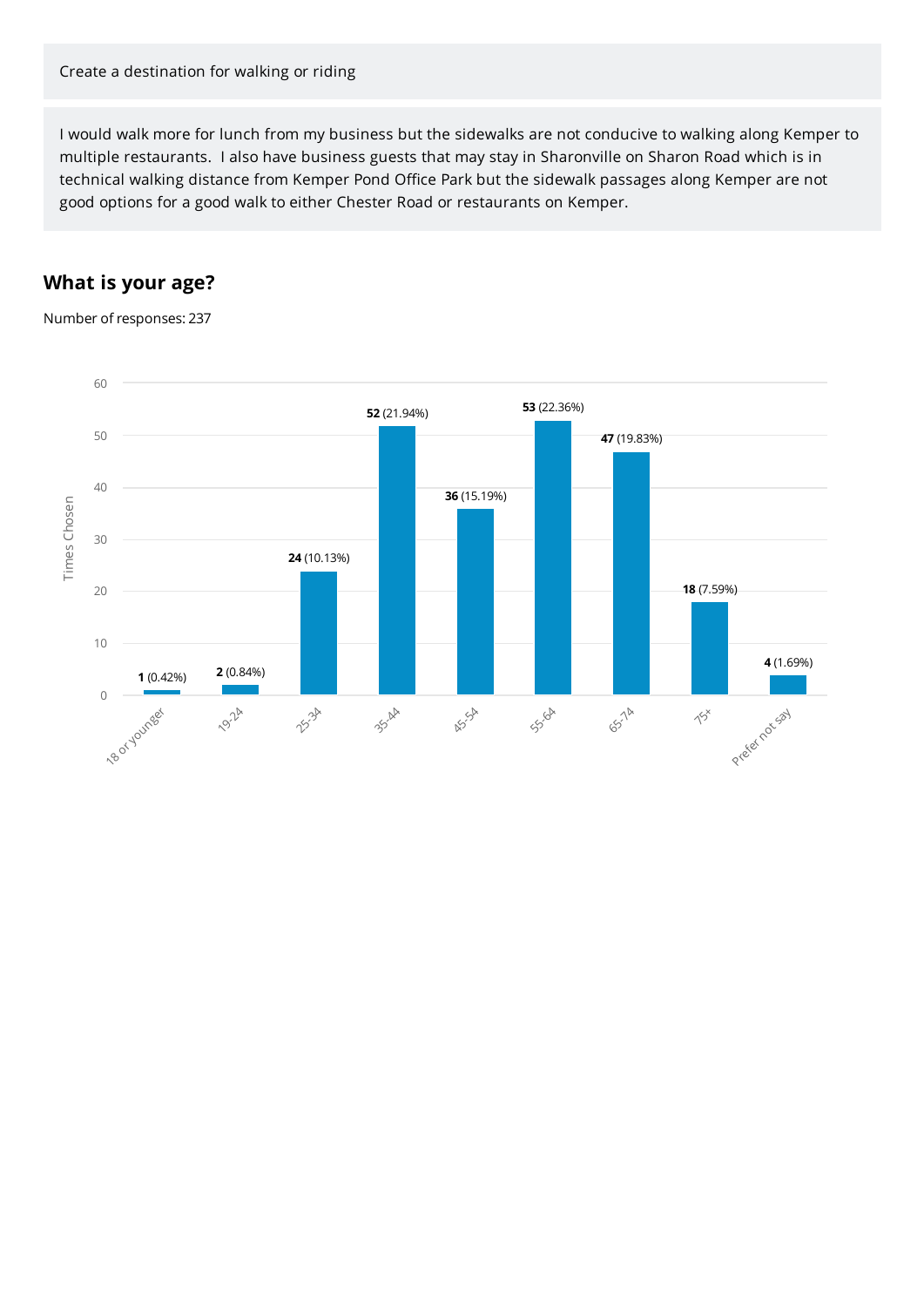Create a destination for walking or riding

I would walk more for lunch from my business but the sidewalks are not conducive to walking along Kemper to multiple restaurants. I also have business guests that may stay in Sharonville on Sharon Road which is in technical walking distance from Kemper Pond Office Park but the sidewalk passages along Kemper are not good options for a good walk to either Chester Road or restaurants on Kemper.

## What is your age?

Number of responses: 237

| Age | Times Chosen | Percentage |
|---|---|---|
| 18 or younger | 1 | 0.42% |
| 19-24 | 2 | 0.84% |
| 25-34 | 24 | 10.13% |
| 35-44 | 52 | 21.94% |
| 45-54 | 36 | 15.19% |
| 55-64 | 53 | 22.36% |
| 65-74 | 47 | 19.83% |
| 75+ | 18 | 7.59% |
| Prefer not say | 4 | 1.69% |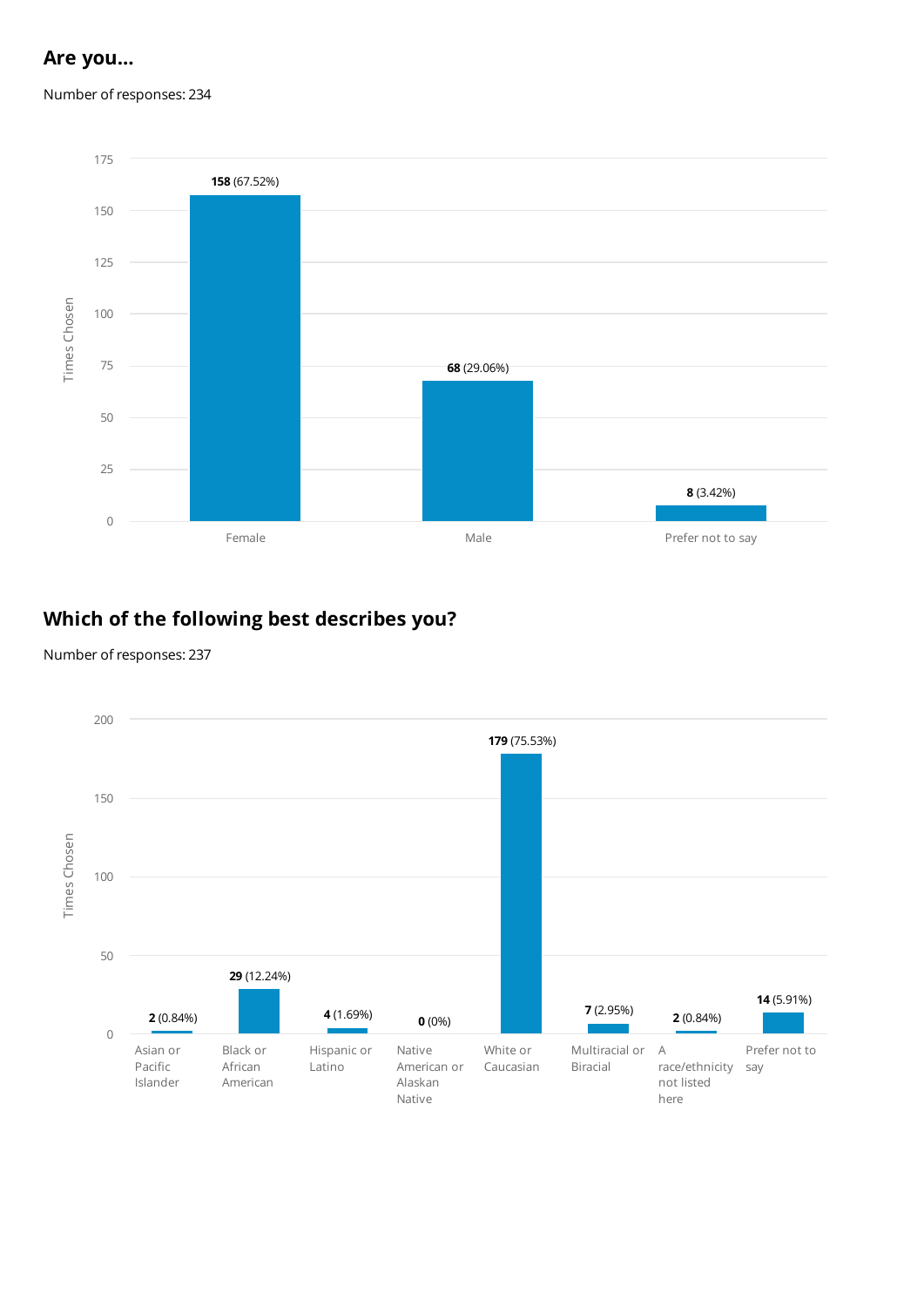## Are you...

Number of responses: 234

| Response | Times Chosen |
| --- | --- |
| Female | **158** (67.52%) |
| Male | **68** (29.06%) |
| Prefer not to say | **8** (3.42%) |

## Which of the following best describes you?

Number of responses: 237

| Response | Times Chosen |
| --- | --- |
| Asian or Pacific Islander | **2** (0.84%) |
| Black or African American | **29** (12.24%) |
| Hispanic or Latino | **4** (1.69%) |
| Native American or Alaskan Native | **0** (0%) |
| White or Caucasian | **179** (75.53%) |
| Multiracial or Biracial | **7** (2.95%) |
| A race/ethnicity not listed here | **2** (0.84%) |
| Prefer not to say | **14** (5.91%) |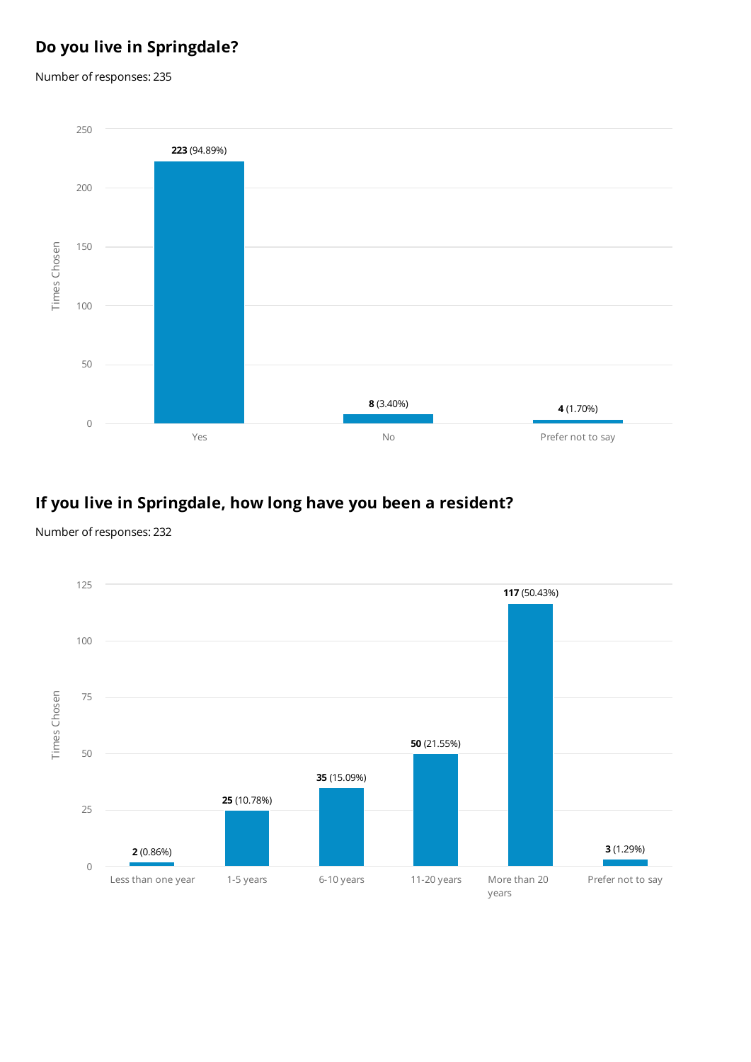## Do you live in Springdale?

Number of responses: 235

| Response | Times Chosen |
| --- | --- |
| Yes | **223** (94.89%) |
| No | **8** (3.40%) |
| Prefer not to say | **4** (1.70%) |

## If you live in Springdale, how long have you been a resident?

Number of responses: 232

| Response | Times Chosen |
| --- | --- |
| Less than one year | **2** (0.86%) |
| 1-5 years | **25** (10.78%) |
| 6-10 years | **35** (15.09%) |
| 11-20 years | **50** (21.55%) |
| More than 20 years | **117** (50.43%) |
| Prefer not to say | **3** (1.29%) |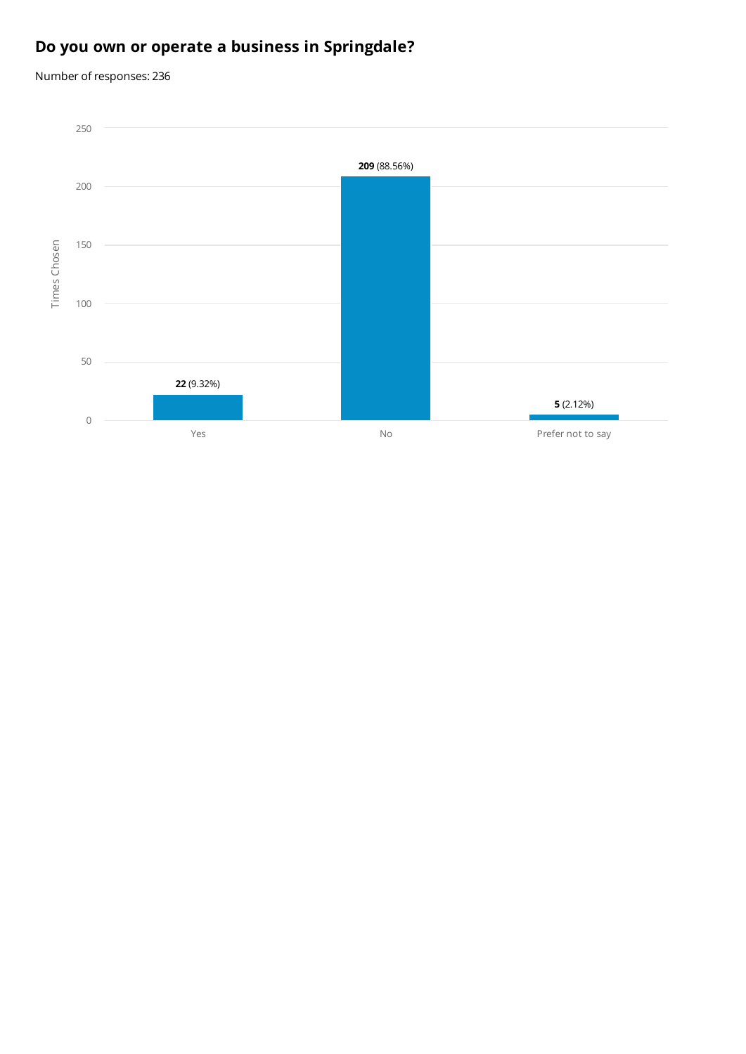## Do you own or operate a business in Springdale?

Number of responses: 236

Times Chosen

250
200
150
100
50
0

**22** (9.32%)
**209** (88.56%)
**5** (2.12%)

Yes
No
Prefer not to say